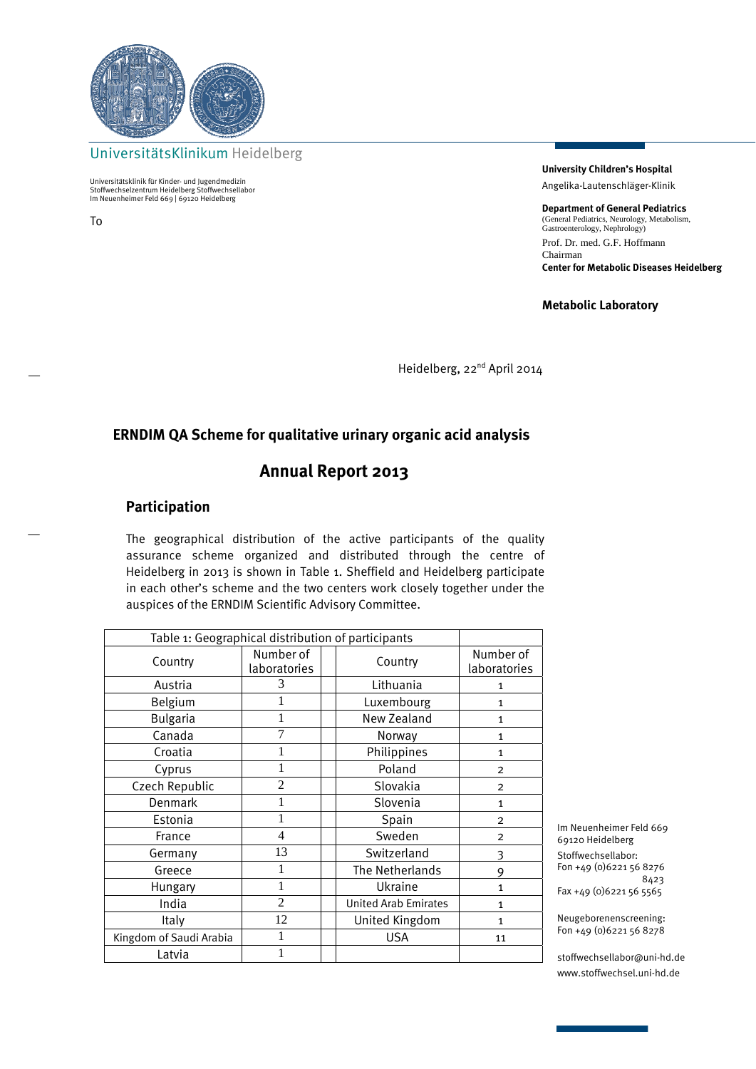UniversitätsKlinikum Heidelberg

Universitätsklinik für Kinder- und Jugendmedizin
Stoffwechselzentrum Heidelberg Stoffwechsellabor
Im Neuenheimer Feld 669 | 69120 Heidelberg

To

**University Children's Hospital**
Angelika-Lautenschläger-Klinik

**Department of General Pediatrics**
(General Pediatrics, Neurology, Metabolism, Gastroenterology, Nephrology)

Prof. Dr. med. G.F. Hoffmann
Chairman
**Center for Metabolic Diseases Heidelberg**

**Metabolic Laboratory**

Heidelberg, 22nd April 2014

## ERNDIM QA Scheme for qualitative urinary organic acid analysis

# Annual Report 2013

### Participation

The geographical distribution of the active participants of the quality assurance scheme organized and distributed through the centre of Heidelberg in 2013 is shown in Table 1. Sheffield and Heidelberg participate in each other's scheme and the two centers work closely together under the auspices of the ERNDIM Scientific Advisory Committee.

Table 1: Geographical distribution of participants

| Country | Number of laboratories | | Country | Number of laboratories |
|---|---|---|---|---|
| Austria | 3 | | Lithuania | 1 |
| Belgium | 1 | | Luxembourg | 1 |
| Bulgaria | 1 | | New Zealand | 1 |
| Canada | 7 | | Norway | 1 |
| Croatia | 1 | | Philippines | 1 |
| Cyprus | 1 | | Poland | 2 |
| Czech Republic | 2 | | Slovakia | 2 |
| Denmark | 1 | | Slovenia | 1 |
| Estonia | 1 | | Spain | 2 |
| France | 4 | | Sweden | 2 |
| Germany | 13 | | Switzerland | 3 |
| Greece | 1 | | The Netherlands | 9 |
| Hungary | 1 | | Ukraine | 1 |
| India | 2 | | United Arab Emirates | 1 |
| Italy | 12 | | United Kingdom | 1 |
| Kingdom of Saudi Arabia | 1 | | USA | 11 |
| Latvia | 1 | | | |

Im Neuenheimer Feld 669
69120 Heidelberg
Stoffwechsellabor:
Fon +49 (0)6221 56 8276
8423
Fax +49 (0)6221 56 5565

Neugeborenenscreening:
Fon +49 (0)6221 56 8278

stoffwechsellabor@uni-hd.de
www.stoffwechsel.uni-hd.de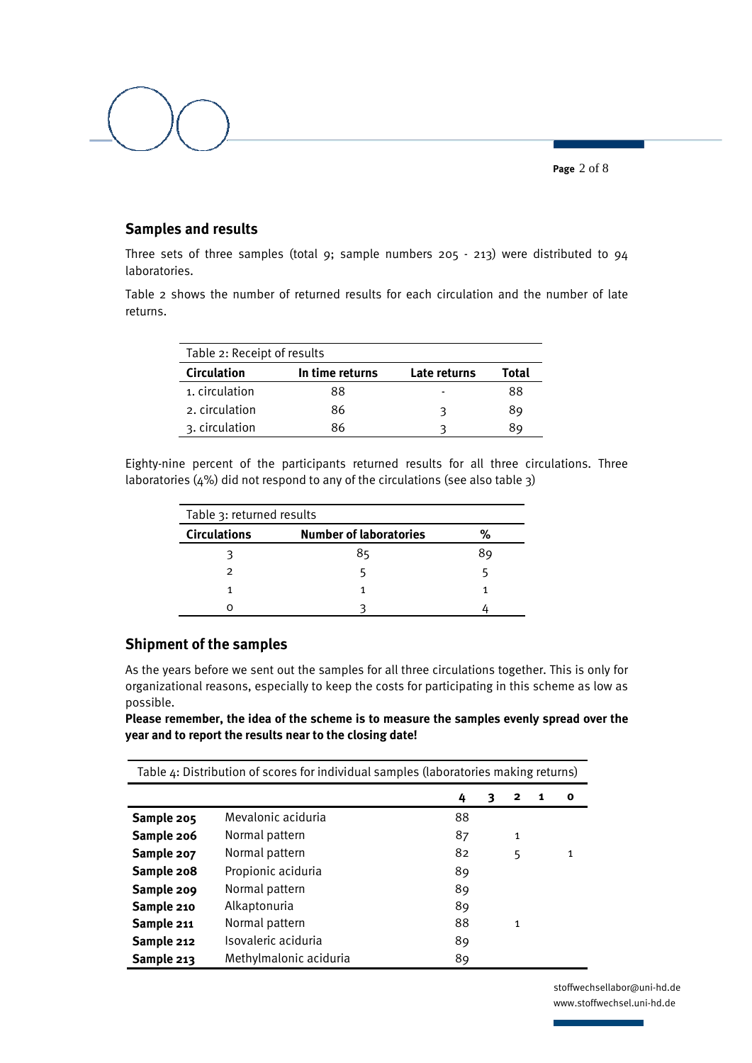## Samples and results

Three sets of three samples (total 9; sample numbers 205 - 213) were distributed to 94 laboratories.

Table 2 shows the number of returned results for each circulation and the number of late returns.

| Table 2: Receipt of results | | | |
|---|---|---|---|
| **Circulation** | **In time returns** | **Late returns** | **Total** |
| 1. circulation | 88 | - | 88 |
| 2. circulation | 86 | 3 | 89 |
| 3. circulation | 86 | 3 | 89 |

Eighty-nine percent of the participants returned results for all three circulations. Three laboratories (4%) did not respond to any of the circulations (see also table 3)

| Table 3: returned results | | |
|---|---|---|
| **Circulations** | **Number of laboratories** | **%** |
| 3 | 85 | 89 |
| 2 | 5 | 5 |
| 1 | 1 | 1 |
| 0 | 3 | 4 |

## Shipment of the samples

As the years before we sent out the samples for all three circulations together. This is only for organizational reasons, especially to keep the costs for participating in this scheme as low as possible.

**Please remember, the idea of the scheme is to measure the samples evenly spread over the year and to report the results near to the closing date!**

| Table 4: Distribution of scores for individual samples (laboratories making returns) | | | | | | |
|---|---|---|---|---|---|---|
| | | **4** | **3** | **2** | **1** | **0** |
| **Sample 205** | Mevalonic aciduria | 88 | | | | |
| **Sample 206** | Normal pattern | 87 | | 1 | | |
| **Sample 207** | Normal pattern | 82 | | 5 | | 1 |
| **Sample 208** | Propionic aciduria | 89 | | | | |
| **Sample 209** | Normal pattern | 89 | | | | |
| **Sample 210** | Alkaptonuria | 89 | | | | |
| **Sample 211** | Normal pattern | 88 | | 1 | | |
| **Sample 212** | Isovaleric aciduria | 89 | | | | |
| **Sample 213** | Methylmalonic aciduria | 89 | | | | |

stoffwechsellabor@uni-hd.de
www.stoffwechsel.uni-hd.de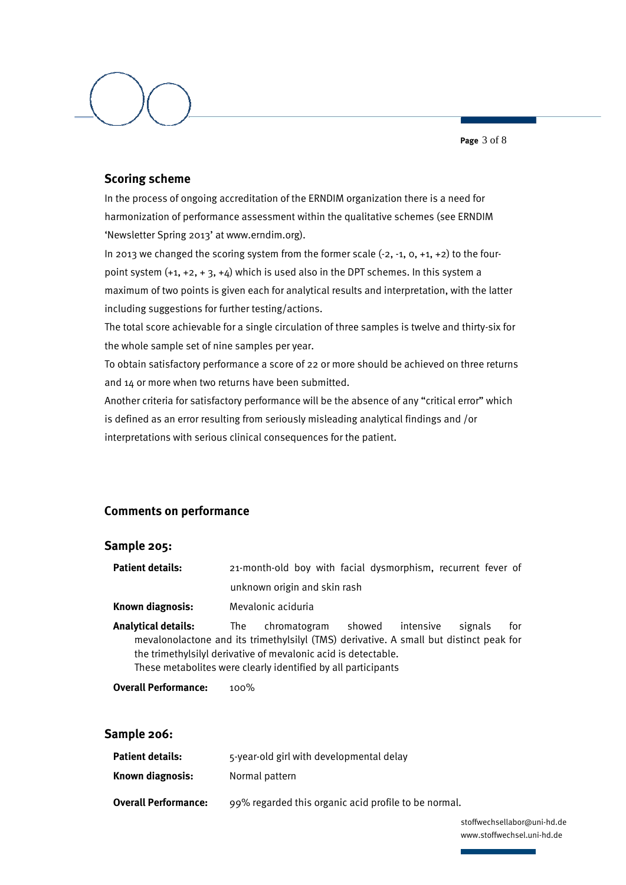## Scoring scheme

In the process of ongoing accreditation of the ERNDIM organization there is a need for harmonization of performance assessment within the qualitative schemes (see ERNDIM 'Newsletter Spring 2013' at www.erndim.org).

In 2013 we changed the scoring system from the former scale (-2, -1, 0, +1, +2) to the four-point system (+1, +2, + 3, +4) which is used also in the DPT schemes. In this system a maximum of two points is given each for analytical results and interpretation, with the latter including suggestions for further testing/actions.

The total score achievable for a single circulation of three samples is twelve and thirty-six for the whole sample set of nine samples per year.

To obtain satisfactory performance a score of 22 or more should be achieved on three returns and 14 or more when two returns have been submitted.

Another criteria for satisfactory performance will be the absence of any "critical error" which is defined as an error resulting from seriously misleading analytical findings and /or interpretations with serious clinical consequences for the patient.

## Comments on performance

### Sample 205:

**Patient details:** 21-month-old boy with facial dysmorphism, recurrent fever of unknown origin and skin rash

**Known diagnosis:** Mevalonic aciduria

**Analytical details:** The chromatogram showed intensive signals for mevalonolactone and its trimethylsilyl (TMS) derivative. A small but distinct peak for the trimethylsilyl derivative of mevalonic acid is detectable.
These metabolites were clearly identified by all participants

**Overall Performance:** 100%

### Sample 206:

**Patient details:** 5-year-old girl with developmental delay

**Known diagnosis:** Normal pattern

**Overall Performance:** 99% regarded this organic acid profile to be normal.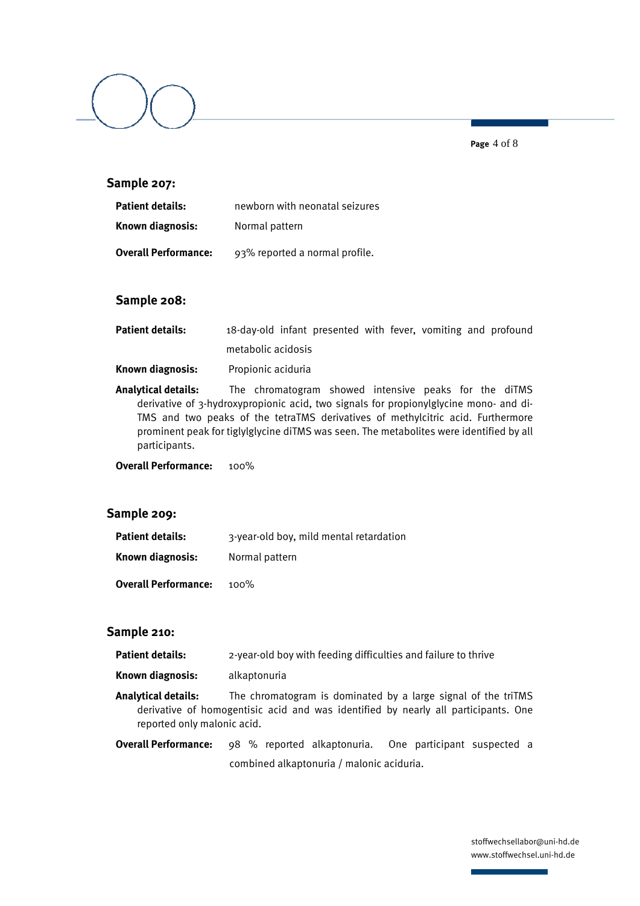## Sample 207:

**Patient details:** newborn with neonatal seizures

**Known diagnosis:** Normal pattern

**Overall Performance:** 93% reported a normal profile.

## Sample 208:

**Patient details:** 18-day-old infant presented with fever, vomiting and profound metabolic acidosis

**Known diagnosis:** Propionic aciduria

**Analytical details:** The chromatogram showed intensive peaks for the diTMS derivative of 3-hydroxypropionic acid, two signals for propionylglycine mono- and di-TMS and two peaks of the tetraTMS derivatives of methylcitric acid. Furthermore prominent peak for tiglylglycine diTMS was seen. The metabolites were identified by all participants.

**Overall Performance:** 100%

## Sample 209:

**Patient details:** 3-year-old boy, mild mental retardation

**Known diagnosis:** Normal pattern

**Overall Performance:** 100%

## Sample 210:

**Patient details:** 2-year-old boy with feeding difficulties and failure to thrive

**Known diagnosis:** alkaptonuria

**Analytical details:** The chromatogram is dominated by a large signal of the triTMS derivative of homogentisic acid and was identified by nearly all participants. One reported only malonic acid.

**Overall Performance:** 98 % reported alkaptonuria. One participant suspected a combined alkaptonuria / malonic aciduria.

stoffwechsellabor@uni-hd.de
www.stoffwechsel.uni-hd.de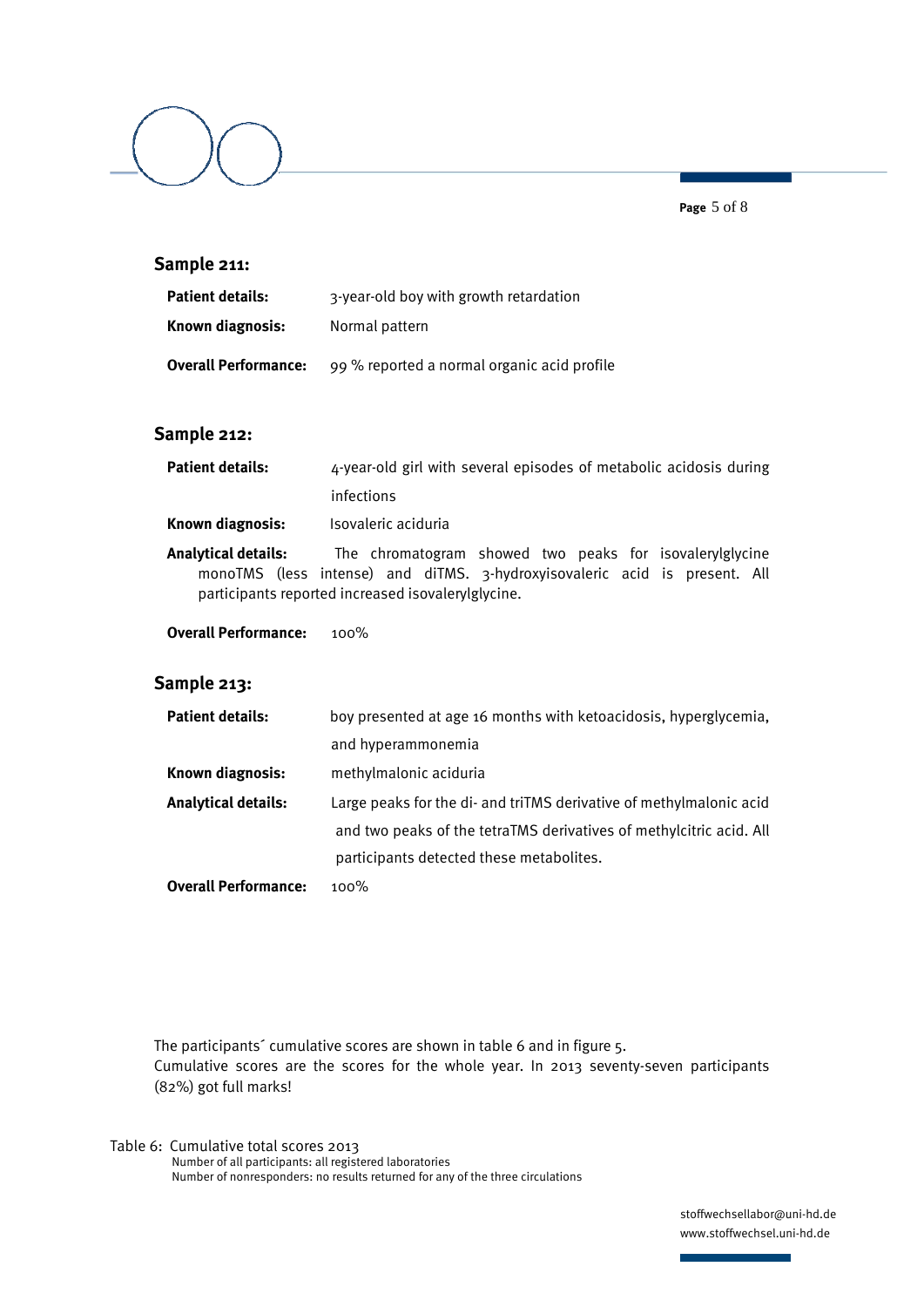## Sample 211:

**Patient details:** 3-year-old boy with growth retardation

**Known diagnosis:** Normal pattern

**Overall Performance:** 99 % reported a normal organic acid profile

## Sample 212:

**Patient details:** 4-year-old girl with several episodes of metabolic acidosis during infections

**Known diagnosis:** Isovaleric aciduria

**Analytical details:** The chromatogram showed two peaks for isovalerylglycine monoTMS (less intense) and diTMS. 3-hydroxyisovaleric acid is present. All participants reported increased isovalerylglycine.

**Overall Performance:** 100%

## Sample 213:

**Patient details:** boy presented at age 16 months with ketoacidosis, hyperglycemia, and hyperammonemia

**Known diagnosis:** methylmalonic aciduria

**Analytical details:** Large peaks for the di- and triTMS derivative of methylmalonic acid and two peaks of the tetraTMS derivatives of methylcitric acid. All participants detected these metabolites.

**Overall Performance:** 100%

The participants´ cumulative scores are shown in table 6 and in figure 5.
Cumulative scores are the scores for the whole year. In 2013 seventy-seven participants (82%) got full marks!

Table 6: Cumulative total scores 2013
Number of all participants: all registered laboratories
Number of nonresponders: no results returned for any of the three circulations

stoffwechsellabor@uni-hd.de
www.stoffwechsel.uni-hd.de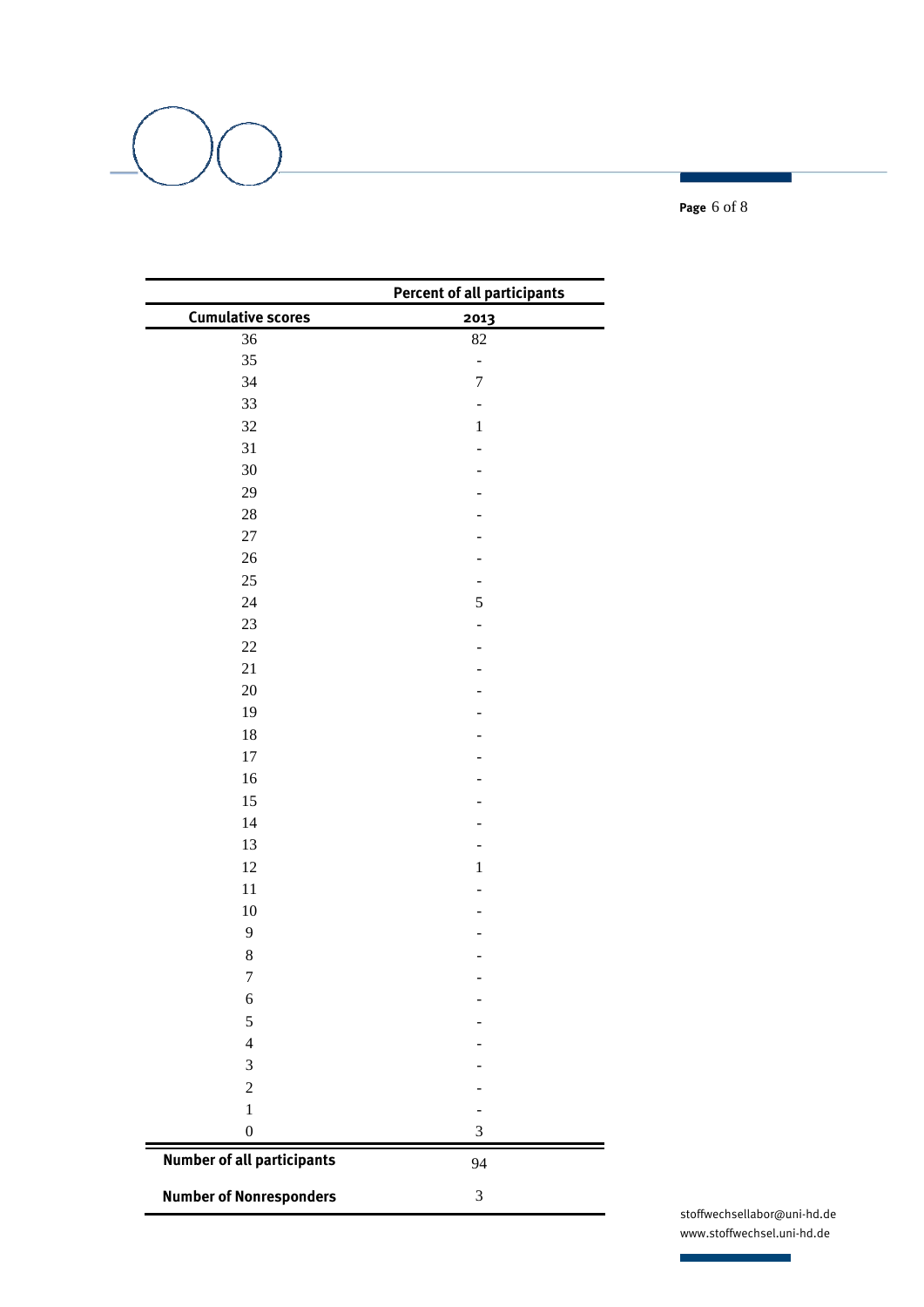| | Percent of all participants |
|---|---|
| Cumulative scores | 2013 |
| 36 | 82 |
| 35 | - |
| 34 | 7 |
| 33 | - |
| 32 | 1 |
| 31 | - |
| 30 | - |
| 29 | - |
| 28 | - |
| 27 | - |
| 26 | - |
| 25 | - |
| 24 | 5 |
| 23 | - |
| 22 | - |
| 21 | - |
| 20 | - |
| 19 | - |
| 18 | - |
| 17 | - |
| 16 | - |
| 15 | - |
| 14 | - |
| 13 | - |
| 12 | 1 |
| 11 | - |
| 10 | - |
| 9 | - |
| 8 | - |
| 7 | - |
| 6 | - |
| 5 | - |
| 4 | - |
| 3 | - |
| 2 | - |
| 1 | - |
| 0 | 3 |
| **Number of all participants** | 94 |
| **Number of Nonresponders** | 3 |

stoffwechsellabor@uni-hd.de
www.stoffwechsel.uni-hd.de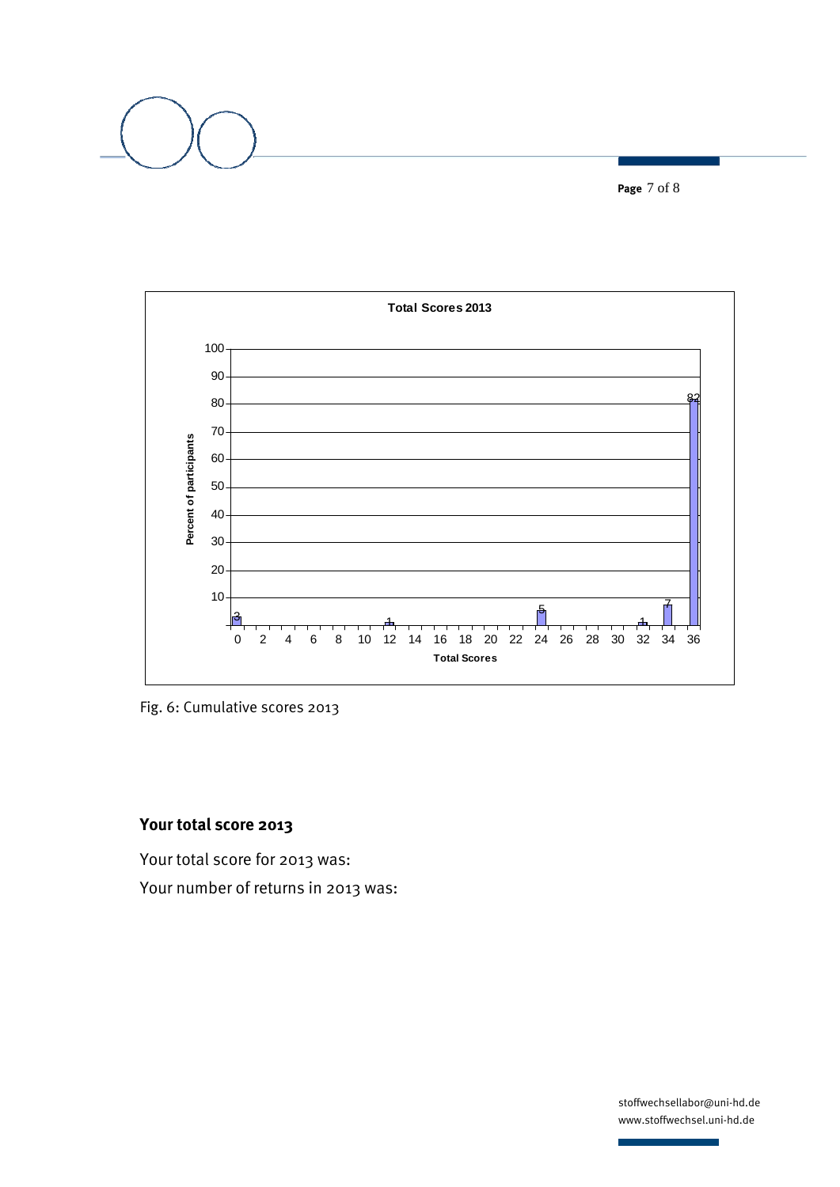**Total Scores 2013**

| Total Scores | Percent of participants |
| --- | --- |
| 0 | 3 |
| 12 | 1 |
| 24 | 5 |
| 32 | 1 |
| 34 | 7 |
| 36 | 82 |

Fig. 6: Cumulative scores 2013

## Your total score 2013

Your total score for 2013 was:

Your number of returns in 2013 was:

stoffwechsellabor@uni-hd.de
www.stoffwechsel.uni-hd.de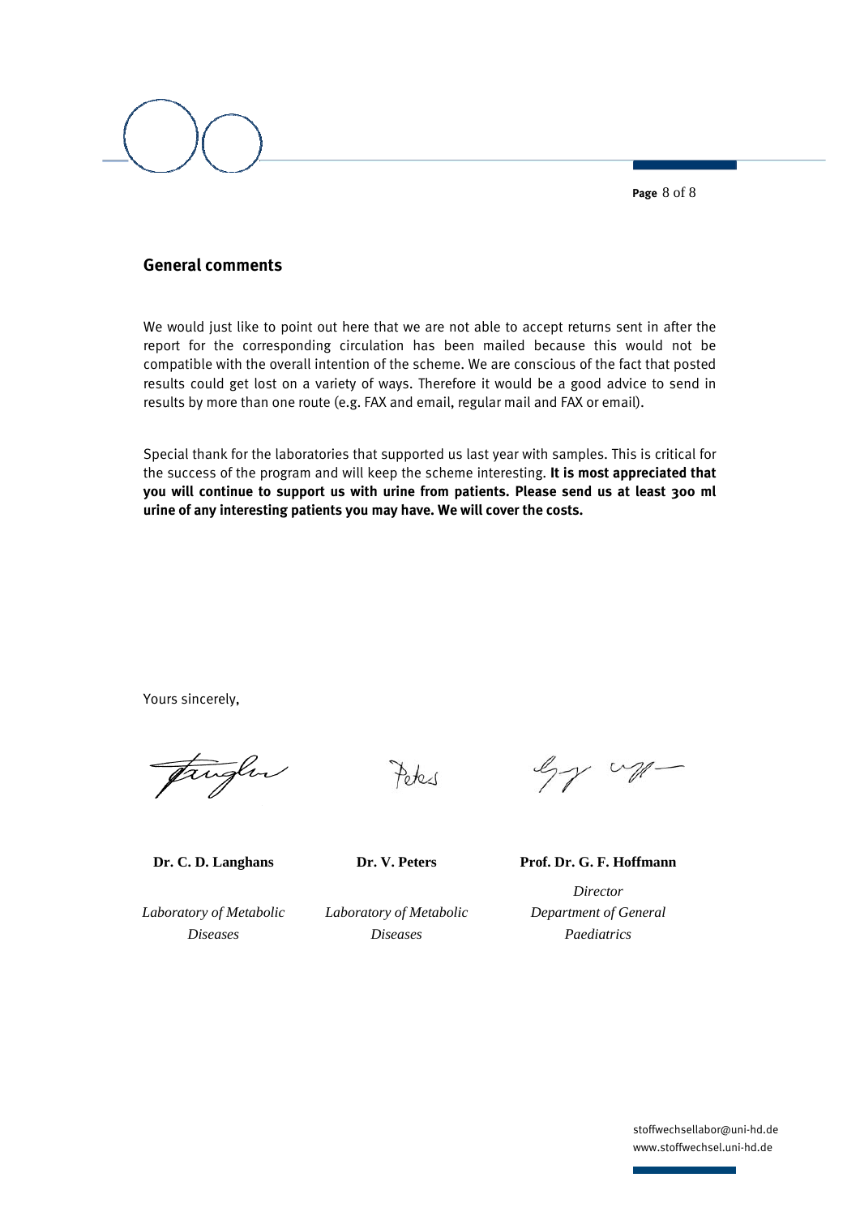## General comments

We would just like to point out here that we are not able to accept returns sent in after the report for the corresponding circulation has been mailed because this would not be compatible with the overall intention of the scheme. We are conscious of the fact that posted results could get lost on a variety of ways. Therefore it would be a good advice to send in results by more than one route (e.g. FAX and email, regular mail and FAX or email).

Special thank for the laboratories that supported us last year with samples. This is critical for the success of the program and will keep the scheme interesting. **It is most appreciated that you will continue to support us with urine from patients. Please send us at least 300 ml urine of any interesting patients you may have. We will cover the costs.**

Yours sincerely,

| | | |
|---|---|---|
| **Dr. C. D. Langhans** | **Dr. V. Peters** | **Prof. Dr. G. F. Hoffmann** |
| | | *Director* |
| *Laboratory of Metabolic Diseases* | *Laboratory of Metabolic Diseases* | *Department of General Paediatrics* |

stoffwechsellabor@uni-hd.de
www.stoffwechsel.uni-hd.de